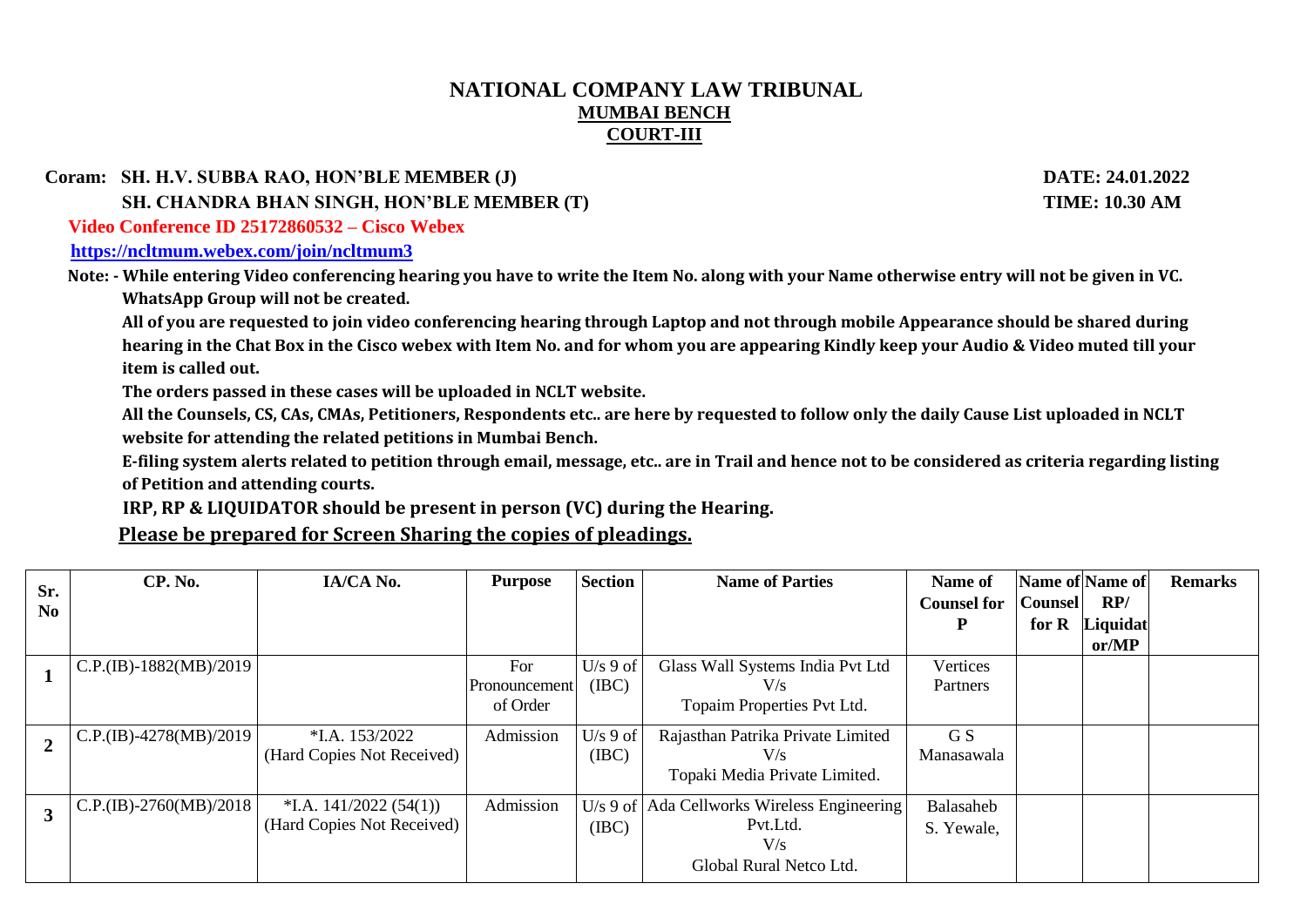# NATIONAL COMPANY LAW TRIBUNAL

## MUMBAI BENCH

## COURT-III

**Coram: SH. H.V. SUBBA RAO, HON'BLE MEMBER (J)** **DATE: 24.01.2022**

**SH. CHANDRA BHAN SINGH, HON'BLE MEMBER (T)** **TIME: 10.30 AM**

**Video Conference ID 25172860532 – Cisco Webex**

**https://ncltmum.webex.com/join/ncltmum3**

**Note: - While entering Video conferencing hearing you have to write the Item No. along with your Name otherwise entry will not be given in VC.**

**WhatsApp Group will not be created.**

**All of you are requested to join video conferencing hearing through Laptop and not through mobile Appearance should be shared during hearing in the Chat Box in the Cisco webex with Item No. and for whom you are appearing Kindly keep your Audio & Video muted till your item is called out.**

**The orders passed in these cases will be uploaded in NCLT website.**

**All the Counsels, CS, CAs, CMAs, Petitioners, Respondents etc.. are here by requested to follow only the daily Cause List uploaded in NCLT website for attending the related petitions in Mumbai Bench.**

**E-filing system alerts related to petition through email, message, etc.. are in Trail and hence not to be considered as criteria regarding listing of Petition and attending courts.**

**IRP, RP & LIQUIDATOR should be present in person (VC) during the Hearing.**

**Please be prepared for Screen Sharing the copies of pleadings.**

| Sr. No | CP. No. | IA/CA No. | Purpose | Section | Name of Parties | Name of Counsel for P | Name of Counsel for R | Name of RP/ Liquidator/MP | Remarks |
|---|---|---|---|---|---|---|---|---|---|
| 1 | C.P.(IB)-1882(MB)/2019 | | For Pronouncement of Order | U/s 9 of (IBC) | Glass Wall Systems India Pvt Ltd V/s Topaim Properties Pvt Ltd. | Vertices Partners | | | |
| 2 | C.P.(IB)-4278(MB)/2019 | *I.A. 153/2022 (Hard Copies Not Received) | Admission | U/s 9 of (IBC) | Rajasthan Patrika Private Limited V/s Topaki Media Private Limited. | G S Manasawala | | | |
| 3 | C.P.(IB)-2760(MB)/2018 | *I.A. 141/2022 (54(1)) (Hard Copies Not Received) | Admission | U/s 9 of (IBC) | Ada Cellworks Wireless Engineering Pvt.Ltd. V/s Global Rural Netco Ltd. | Balasaheb S. Yewale, | | | |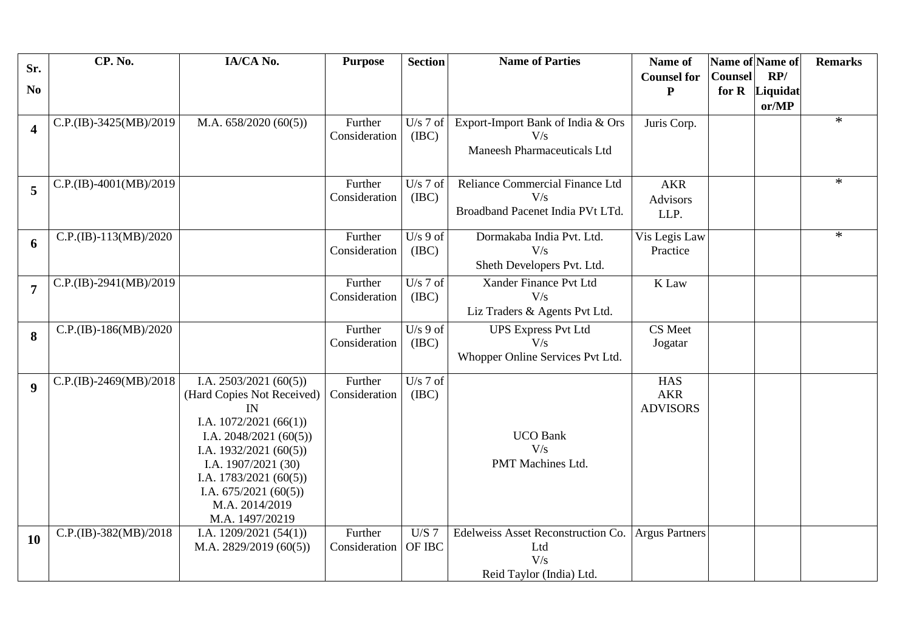| Sr. No | CP. No. | IA/CA No. | Purpose | Section | Name of Parties | Name of Counsel for P | Name of Counsel for R | Name of RP/ Liquidator/MP | Remarks |
|---|---|---|---|---|---|---|---|---|---|
| **4** | C.P.(IB)-3425(MB)/2019 | M.A. 658/2020 (60(5)) | Further Consideration | U/s 7 of (IBC) | Export-Import Bank of India & Ors V/s Maneesh Pharmaceuticals Ltd | Juris Corp. | | | * |
| **5** | C.P.(IB)-4001(MB)/2019 | | Further Consideration | U/s 7 of (IBC) | Reliance Commercial Finance Ltd V/s Broadband Pacenet India PVt LTd. | AKR Advisors LLP. | | | * |
| **6** | C.P.(IB)-113(MB)/2020 | | Further Consideration | U/s 9 of (IBC) | Dormakaba India Pvt. Ltd. V/s Sheth Developers Pvt. Ltd. | Vis Legis Law Practice | | | * |
| **7** | C.P.(IB)-2941(MB)/2019 | | Further Consideration | U/s 7 of (IBC) | Xander Finance Pvt Ltd V/s Liz Traders & Agents Pvt Ltd. | K Law | | | |
| **8** | C.P.(IB)-186(MB)/2020 | | Further Consideration | U/s 9 of (IBC) | UPS Express Pvt Ltd V/s Whopper Online Services Pvt Ltd. | CS Meet Jogatar | | | |
| **9** | C.P.(IB)-2469(MB)/2018 | I.A. 2503/2021 (60(5)) (Hard Copies Not Received) IN I.A. 1072/2021 (66(1)) I.A. 2048/2021 (60(5)) I.A. 1932/2021 (60(5)) I.A. 1907/2021 (30) I.A. 1783/2021 (60(5)) I.A. 675/2021 (60(5)) M.A. 2014/2019 M.A. 1497/20219 | Further Consideration | U/s 7 of (IBC) | UCO Bank V/s PMT Machines Ltd. | HAS AKR ADVISORS | | | |
| **10** | C.P.(IB)-382(MB)/2018 | I.A. 1209/2021 (54(1)) M.A. 2829/2019 (60(5)) | Further Consideration | U/S 7 OF IBC | Edelweiss Asset Reconstruction Co. Ltd V/s Reid Taylor (India) Ltd. | Argus Partners | | | |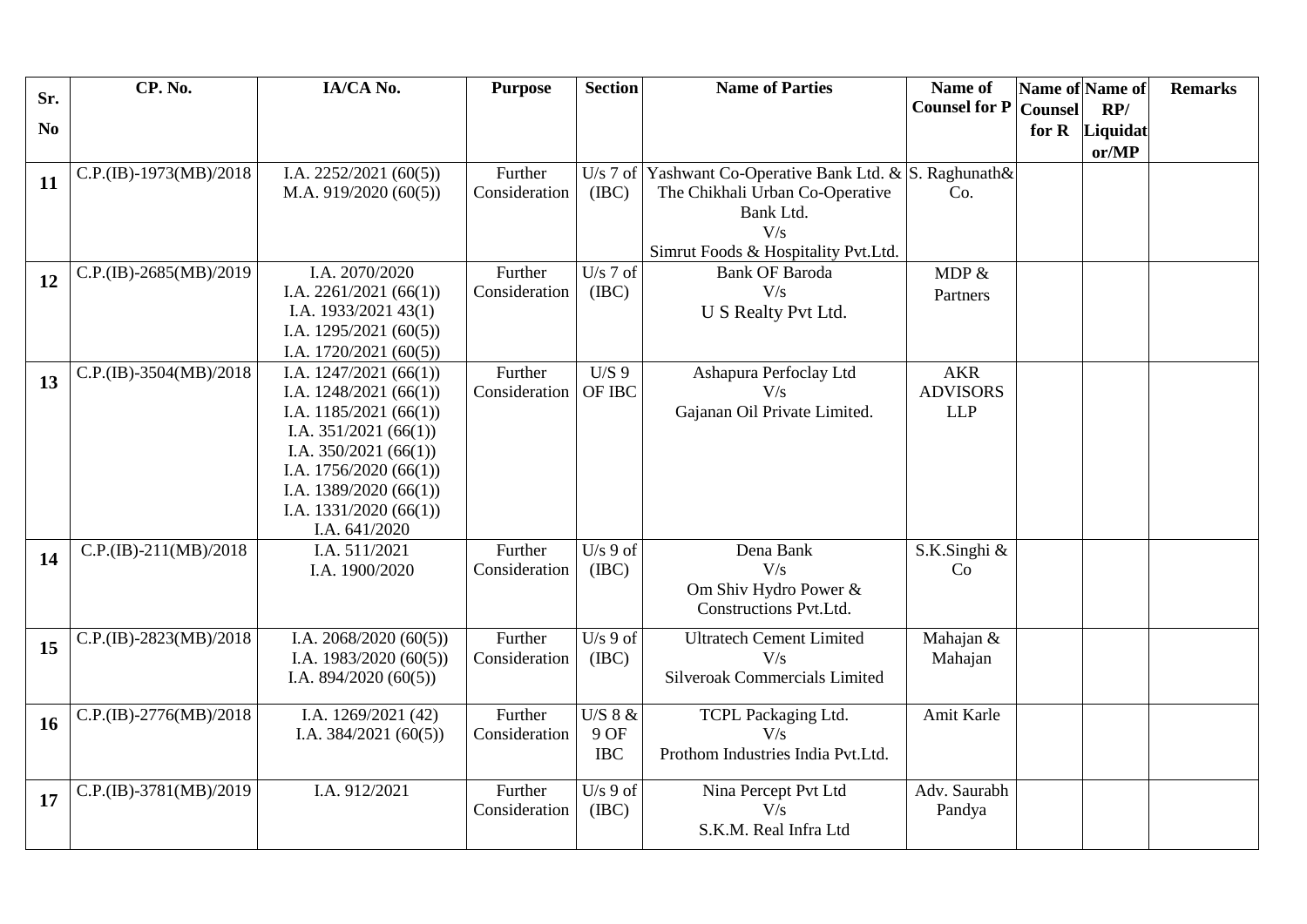| Sr. No | CP. No. | IA/CA No. | Purpose | Section | Name of Parties | Name of Counsel for P | Name of Counsel for R | Name of RP/ Liquidator/MP | Remarks |
|---|---|---|---|---|---|---|---|---|---|
| 11 | C.P.(IB)-1973(MB)/2018 | I.A. 2252/2021 (60(5))<br>M.A. 919/2020 (60(5)) | Further Consideration | U/s 7 of (IBC) | Yashwant Co-Operative Bank Ltd. & The Chikhali Urban Co-Operative Bank Ltd.<br>V/s<br>Simrut Foods & Hospitality Pvt.Ltd. | S. Raghunath& Co. | | | |
| 12 | C.P.(IB)-2685(MB)/2019 | I.A. 2070/2020<br>I.A. 2261/2021 (66(1))<br>I.A. 1933/2021 43(1)<br>I.A. 1295/2021 (60(5))<br>I.A. 1720/2021 (60(5)) | Further Consideration | U/s 7 of (IBC) | Bank OF Baroda<br>V/s<br>U S Realty Pvt Ltd. | MDP & Partners | | | |
| 13 | C.P.(IB)-3504(MB)/2018 | I.A. 1247/2021 (66(1))<br>I.A. 1248/2021 (66(1))<br>I.A. 1185/2021 (66(1))<br>I.A. 351/2021 (66(1))<br>I.A. 350/2021 (66(1))<br>I.A. 1756/2020 (66(1))<br>I.A. 1389/2020 (66(1))<br>I.A. 1331/2020 (66(1))<br>I.A. 641/2020 | Further Consideration | U/S 9 OF IBC | Ashapura Perfoclay Ltd<br>V/s<br>Gajanan Oil Private Limited. | AKR ADVISORS LLP | | | |
| 14 | C.P.(IB)-211(MB)/2018 | I.A. 511/2021<br>I.A. 1900/2020 | Further Consideration | U/s 9 of (IBC) | Dena Bank<br>V/s<br>Om Shiv Hydro Power & Constructions Pvt.Ltd. | S.K.Singhi & Co | | | |
| 15 | C.P.(IB)-2823(MB)/2018 | I.A. 2068/2020 (60(5))<br>I.A. 1983/2020 (60(5))<br>I.A. 894/2020 (60(5)) | Further Consideration | U/s 9 of (IBC) | Ultratech Cement Limited<br>V/s<br>Silveroak Commercials Limited | Mahajan & Mahajan | | | |
| 16 | C.P.(IB)-2776(MB)/2018 | I.A. 1269/2021 (42)<br>I.A. 384/2021 (60(5)) | Further Consideration | U/S 8 & 9 OF IBC | TCPL Packaging Ltd.<br>V/s<br>Prothom Industries India Pvt.Ltd. | Amit Karle | | | |
| 17 | C.P.(IB)-3781(MB)/2019 | I.A. 912/2021 | Further Consideration | U/s 9 of (IBC) | Nina Percept Pvt Ltd<br>V/s<br>S.K.M. Real Infra Ltd | Adv. Saurabh Pandya | | | |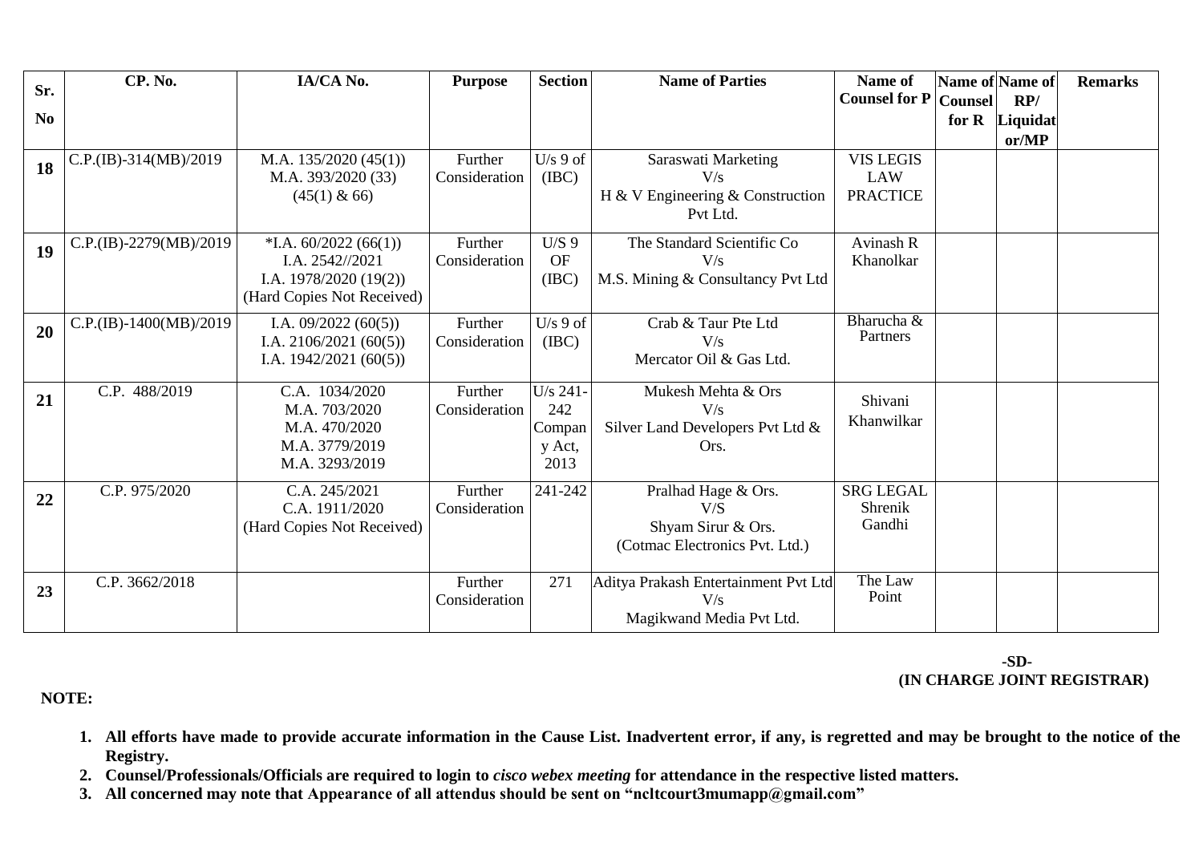| Sr. No | CP. No. | IA/CA No. | Purpose | Section | Name of Parties | Name of Counsel for P | Name of Counsel for R | Name of RP/ Liquidator/MP | Remarks |
|---|---|---|---|---|---|---|---|---|---|
| **18** | C.P.(IB)-314(MB)/2019 | M.A. 135/2020 (45(1))<br>M.A. 393/2020 (33)<br>(45(1) & 66) | Further Consideration | U/s 9 of (IBC) | Saraswati Marketing<br>V/s<br>H & V Engineering & Construction Pvt Ltd. | VIS LEGIS LAW PRACTICE | | | |
| **19** | C.P.(IB)-2279(MB)/2019 | *I.A. 60/2022 (66(1))<br>I.A. 2542//2021<br>I.A. 1978/2020 (19(2))<br>(Hard Copies Not Received) | Further Consideration | U/S 9 OF (IBC) | The Standard Scientific Co<br>V/s<br>M.S. Mining & Consultancy Pvt Ltd | Avinash R Khanolkar | | | |
| **20** | C.P.(IB)-1400(MB)/2019 | I.A. 09/2022 (60(5))<br>I.A. 2106/2021 (60(5))<br>I.A. 1942/2021 (60(5)) | Further Consideration | U/s 9 of (IBC) | Crab & Taur Pte Ltd<br>V/s<br>Mercator Oil & Gas Ltd. | Bharucha & Partners | | | |
| **21** | C.P. 488/2019 | C.A. 1034/2020<br>M.A. 703/2020<br>M.A. 470/2020<br>M.A. 3779/2019<br>M.A. 3293/2019 | Further Consideration | U/s 241-242 Company Act, 2013 | Mukesh Mehta & Ors<br>V/s<br>Silver Land Developers Pvt Ltd & Ors. | Shivani Khanwilkar | | | |
| **22** | C.P. 975/2020 | C.A. 245/2021<br>C.A. 1911/2020<br>(Hard Copies Not Received) | Further Consideration | 241-242 | Pralhad Hage & Ors.<br>V/S<br>Shyam Sirur & Ors.<br>(Cotmac Electronics Pvt. Ltd.) | SRG LEGAL Shrenik Gandhi | | | |
| **23** | C.P. 3662/2018 | | Further Consideration | 271 | Aditya Prakash Entertainment Pvt Ltd<br>V/s<br>Magikwand Media Pvt Ltd. | The Law Point | | | |

**-SD-**
**(IN CHARGE JOINT REGISTRAR)**

**NOTE:**

1. **All efforts have made to provide accurate information in the Cause List. Inadvertent error, if any, is regretted and may be brought to the notice of the Registry.**
2. **Counsel/Professionals/Officials are required to login to *cisco webex meeting* for attendance in the respective listed matters.**
3. **All concerned may note that Appearance of all attendus should be sent on "ncltcourt3mumapp@gmail.com"**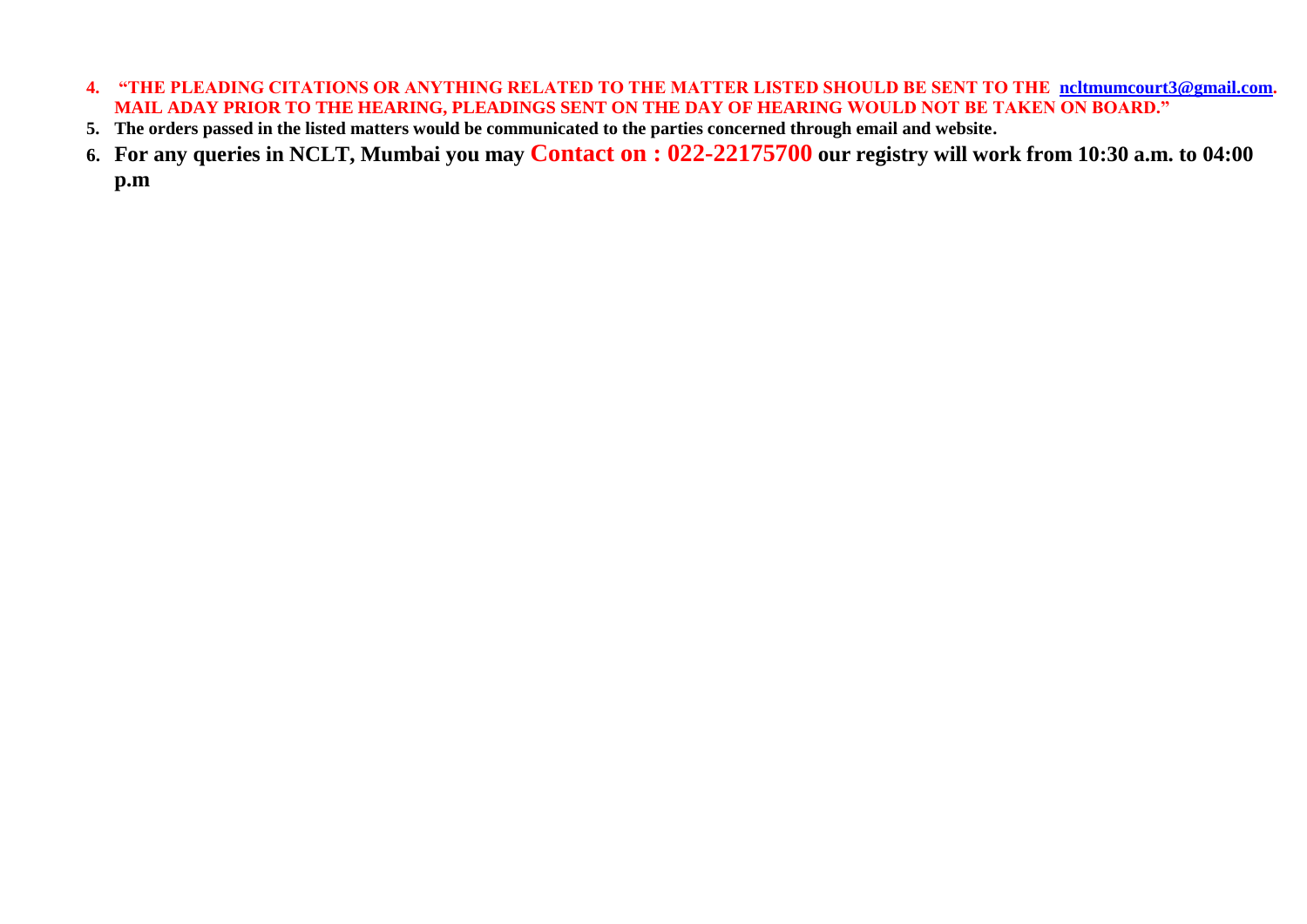4. **"THE PLEADING CITATIONS OR ANYTHING RELATED TO THE MATTER LISTED SHOULD BE SENT TO THE ncltmumcourt3@gmail.com. MAIL ADAY PRIOR TO THE HEARING, PLEADINGS SENT ON THE DAY OF HEARING WOULD NOT BE TAKEN ON BOARD."**
5. **The orders passed in the listed matters would be communicated to the parties concerned through email and website.**
6. **For any queries in NCLT, Mumbai you may Contact on : 022-22175700 our registry will work from 10:30 a.m. to 04:00 p.m**